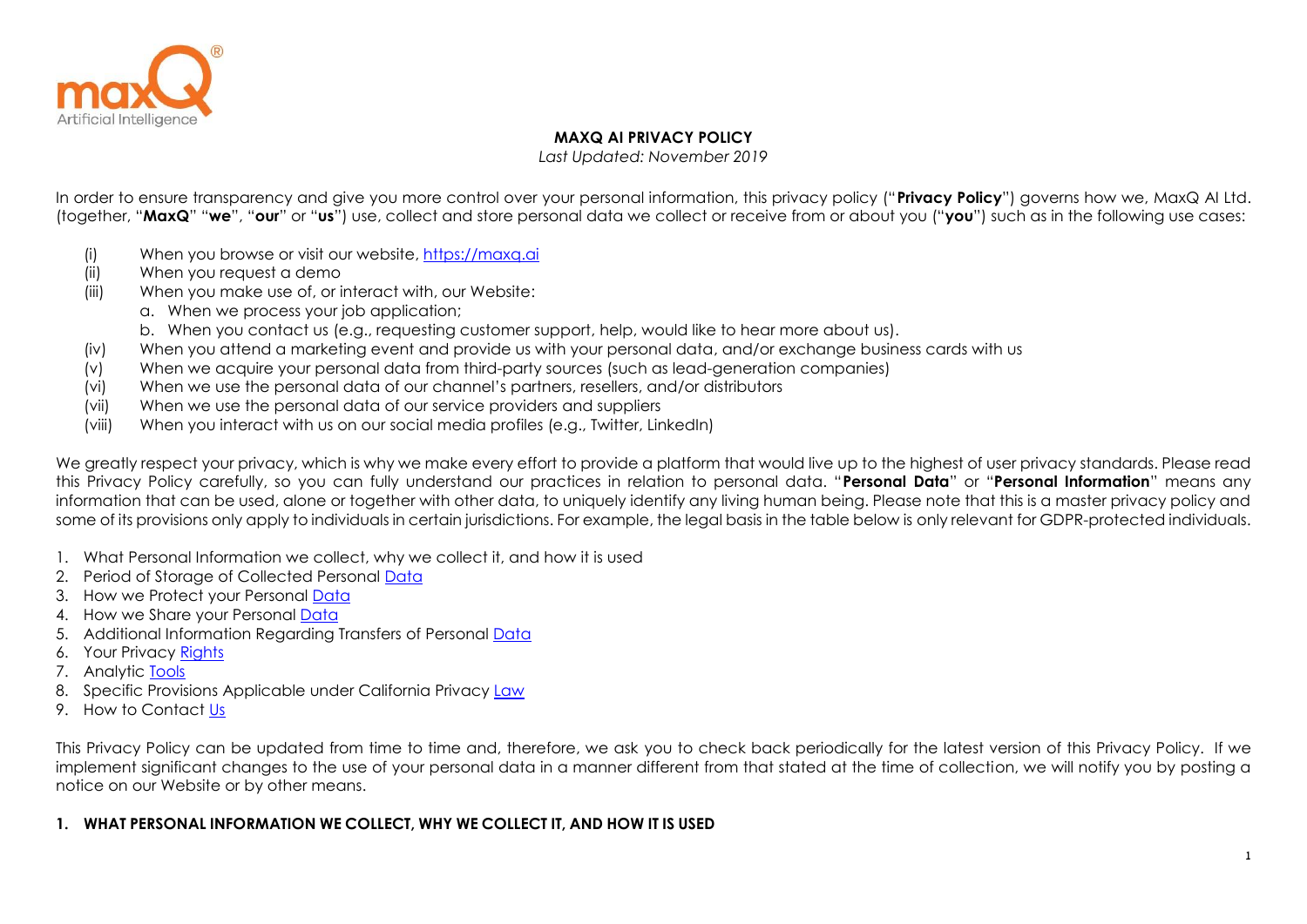# MAXQ AI PRIVACY POLICY

*Last Updated: November 2019*

In order to ensure transparency and give you more control over your personal information, this privacy policy ("**Privacy Policy**") governs how we, MaxQ AI Ltd. (together, "**MaxQ**" "**we**", "**our**" or "**us**") use, collect and store personal data we collect or receive from or about you ("**you**") such as in the following use cases:

- (i) When you browse or visit our website, [https://maxq.ai](https://maxq.ai)
- (ii) When you request a demo
- (iii) When you make use of, or interact with, our Website:
  - a. When we process your job application;
  - b. When you contact us (e.g., requesting customer support, help, would like to hear more about us).
- (iv) When you attend a marketing event and provide us with your personal data, and/or exchange business cards with us
- (v) When we acquire your personal data from third-party sources (such as lead-generation companies)
- (vi) When we use the personal data of our channel's partners, resellers, and/or distributors
- (vii) When we use the personal data of our service providers and suppliers
- (viii) When you interact with us on our social media profiles (e.g., Twitter, LinkedIn)

We greatly respect your privacy, which is why we make every effort to provide a platform that would live up to the highest of user privacy standards. Please read this Privacy Policy carefully, so you can fully understand our practices in relation to personal data. "**Personal Data**" or "**Personal Information**" means any information that can be used, alone or together with other data, to uniquely identify any living human being. Please note that this is a master privacy policy and some of its provisions only apply to individuals in certain jurisdictions. For example, the legal basis in the table below is only relevant for GDPR-protected individuals.

1. What Personal Information we collect, why we collect it, and how it is used
2. Period of Storage of Collected Personal Data
3. How we Protect your Personal Data
4. How we Share your Personal Data
5. Additional Information Regarding Transfers of Personal Data
6. Your Privacy Rights
7. Analytic Tools
8. Specific Provisions Applicable under California Privacy Law
9. How to Contact Us

This Privacy Policy can be updated from time to time and, therefore, we ask you to check back periodically for the latest version of this Privacy Policy. If we implement significant changes to the use of your personal data in a manner different from that stated at the time of collection, we will notify you by posting a notice on our Website or by other means.

## 1. WHAT PERSONAL INFORMATION WE COLLECT, WHY WE COLLECT IT, AND HOW IT IS USED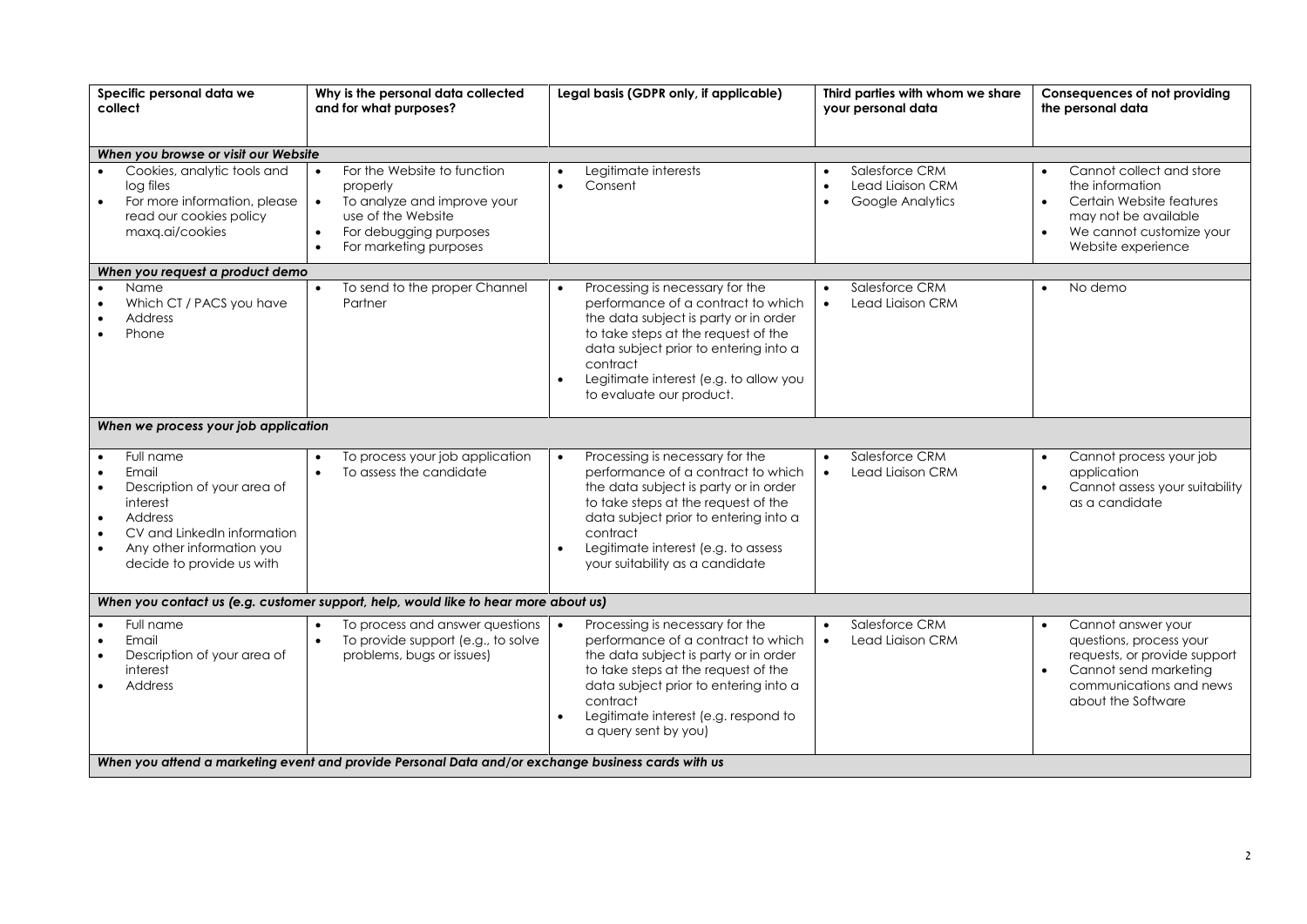| Specific personal data we collect | Why is the personal data collected and for what purposes? | Legal basis (GDPR only, if applicable) | Third parties with whom we share your personal data | Consequences of not providing the personal data |
|---|---|---|---|---|
| ***When you browse or visit our Website*** | | | | |
| • Cookies, analytic tools and log files<br>• For more information, please read our cookies policy maxq.ai/cookies | • For the Website to function properly<br>• To analyze and improve your use of the Website<br>• For debugging purposes<br>• For marketing purposes | • Legitimate interests<br>• Consent | • Salesforce CRM<br>• Lead Liaison CRM<br>• Google Analytics | • Cannot collect and store the information<br>• Certain Website features may not be available<br>• We cannot customize your Website experience |
| ***When you request a product demo*** | | | | |
| • Name<br>• Which CT / PACS you have<br>• Address<br>• Phone | • To send to the proper Channel Partner | • Processing is necessary for the performance of a contract to which the data subject is party or in order to take steps at the request of the data subject prior to entering into a contract<br>• Legitimate interest (e.g. to allow you to evaluate our product. | • Salesforce CRM<br>• Lead Liaison CRM | • No demo |
| ***When we process your job application*** | | | | |
| • Full name<br>• Email<br>• Description of your area of interest<br>• Address<br>• CV and LinkedIn information<br>• Any other information you decide to provide us with | • To process your job application<br>• To assess the candidate | • Processing is necessary for the performance of a contract to which the data subject is party or in order to take steps at the request of the data subject prior to entering into a contract<br>• Legitimate interest (e.g. to assess your suitability as a candidate | • Salesforce CRM<br>• Lead Liaison CRM | • Cannot process your job application<br>• Cannot assess your suitability as a candidate |
| ***When you contact us (e.g. customer support, help, would like to hear more about us)*** | | | | |
| • Full name<br>• Email<br>• Description of your area of interest<br>• Address | • To process and answer questions<br>• To provide support (e.g., to solve problems, bugs or issues) | • Processing is necessary for the performance of a contract to which the data subject is party or in order to take steps at the request of the data subject prior to entering into a contract<br>• Legitimate interest (e.g. respond to a query sent by you) | • Salesforce CRM<br>• Lead Liaison CRM | • Cannot answer your questions, process your requests, or provide support<br>• Cannot send marketing communications and news about the Software |
| ***When you attend a marketing event and provide Personal Data and/or exchange business cards with us*** | | | | |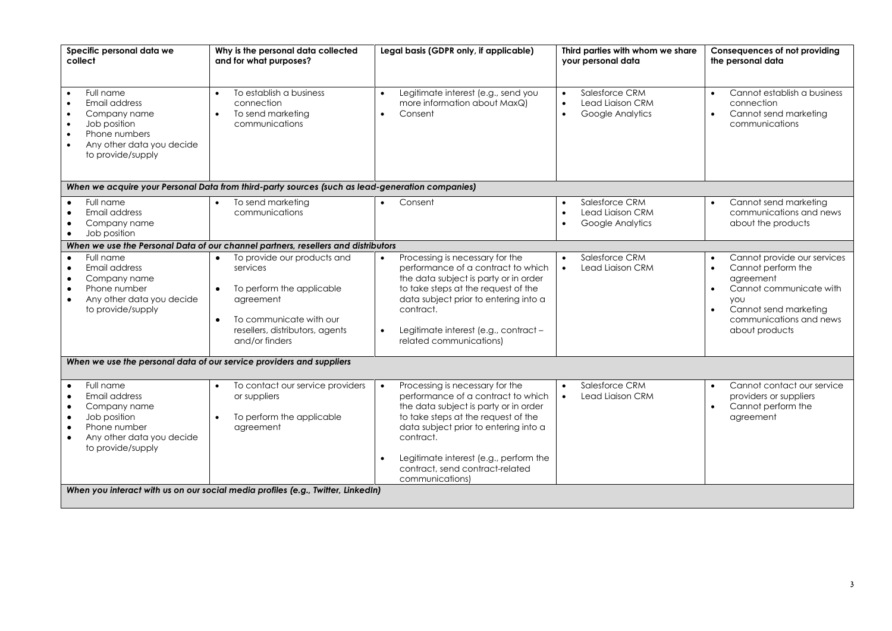| Specific personal data we collect | Why is the personal data collected and for what purposes? | Legal basis (GDPR only, if applicable) | Third parties with whom we share your personal data | Consequences of not providing the personal data |
|---|---|---|---|---|
| • Full name<br>• Email address<br>• Company name<br>• Job position<br>• Phone numbers<br>• Any other data you decide to provide/supply | • To establish a business connection<br>• To send marketing communications | • Legitimate interest (e.g., send you more information about MaxQ)<br>• Consent | • Salesforce CRM<br>• Lead Liaison CRM<br>• Google Analytics | • Cannot establish a business connection<br>• Cannot send marketing communications |
| ***When we acquire your Personal Data from third-party sources (such as lead-generation companies)*** | | | | |
| • Full name<br>• Email address<br>• Company name<br>• Job position | • To send marketing communications | • Consent | • Salesforce CRM<br>• Lead Liaison CRM<br>• Google Analytics | • Cannot send marketing communications and news about the products |
| ***When we use the Personal Data of our channel partners, resellers and distributors*** | | | | |
| • Full name<br>• Email address<br>• Company name<br>• Phone number<br>• Any other data you decide to provide/supply | • To provide our products and services<br>• To perform the applicable agreement<br>• To communicate with our resellers, distributors, agents and/or finders | • Processing is necessary for the performance of a contract to which the data subject is party or in order to take steps at the request of the data subject prior to entering into a contract.<br>• Legitimate interest (e.g., contract – related communications) | • Salesforce CRM<br>• Lead Liaison CRM | • Cannot provide our services<br>• Cannot perform the agreement<br>• Cannot communicate with you<br>• Cannot send marketing communications and news about products |
| ***When we use the personal data of our service providers and suppliers*** | | | | |
| • Full name<br>• Email address<br>• Company name<br>• Job position<br>• Phone number<br>• Any other data you decide to provide/supply | • To contact our service providers or suppliers<br>• To perform the applicable agreement | • Processing is necessary for the performance of a contract to which the data subject is party or in order to take steps at the request of the data subject prior to entering into a contract.<br>• Legitimate interest (e.g., perform the contract, send contract-related communications) | • Salesforce CRM<br>• Lead Liaison CRM | • Cannot contact our service providers or suppliers<br>• Cannot perform the agreement |
| ***When you interact with us on our social media profiles (e.g., Twitter, LinkedIn)*** | | | | |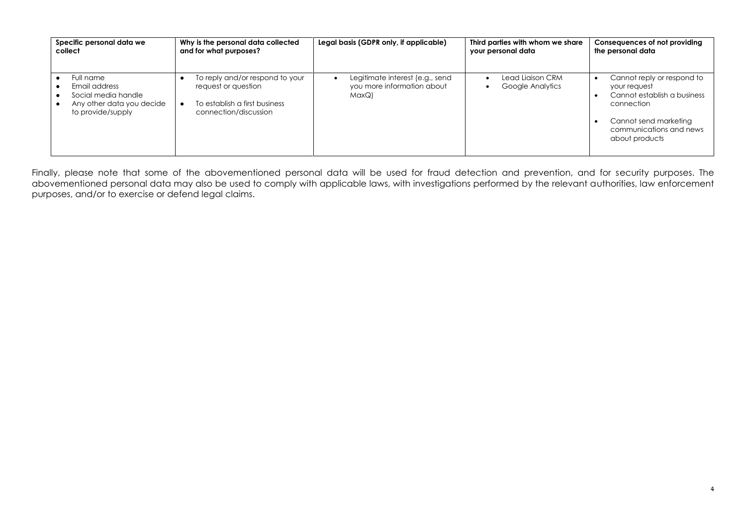| Specific personal data we collect | Why is the personal data collected and for what purposes? | Legal basis (GDPR only, if applicable) | Third parties with whom we share your personal data | Consequences of not providing the personal data |
|---|---|---|---|---|
| • Full name<br>• Email address<br>• Social media handle<br>• Any other data you decide to provide/supply | • To reply and/or respond to your request or question<br>• To establish a first business connection/discussion | • Legitimate interest (e.g., send you more information about MaxQ) | • Lead Liaison CRM<br>• Google Analytics | • Cannot reply or respond to your request<br>• Cannot establish a business connection<br>• Cannot send marketing communications and news about products |

Finally, please note that some of the abovementioned personal data will be used for fraud detection and prevention, and for security purposes. The abovementioned personal data may also be used to comply with applicable laws, with investigations performed by the relevant authorities, law enforcement purposes, and/or to exercise or defend legal claims.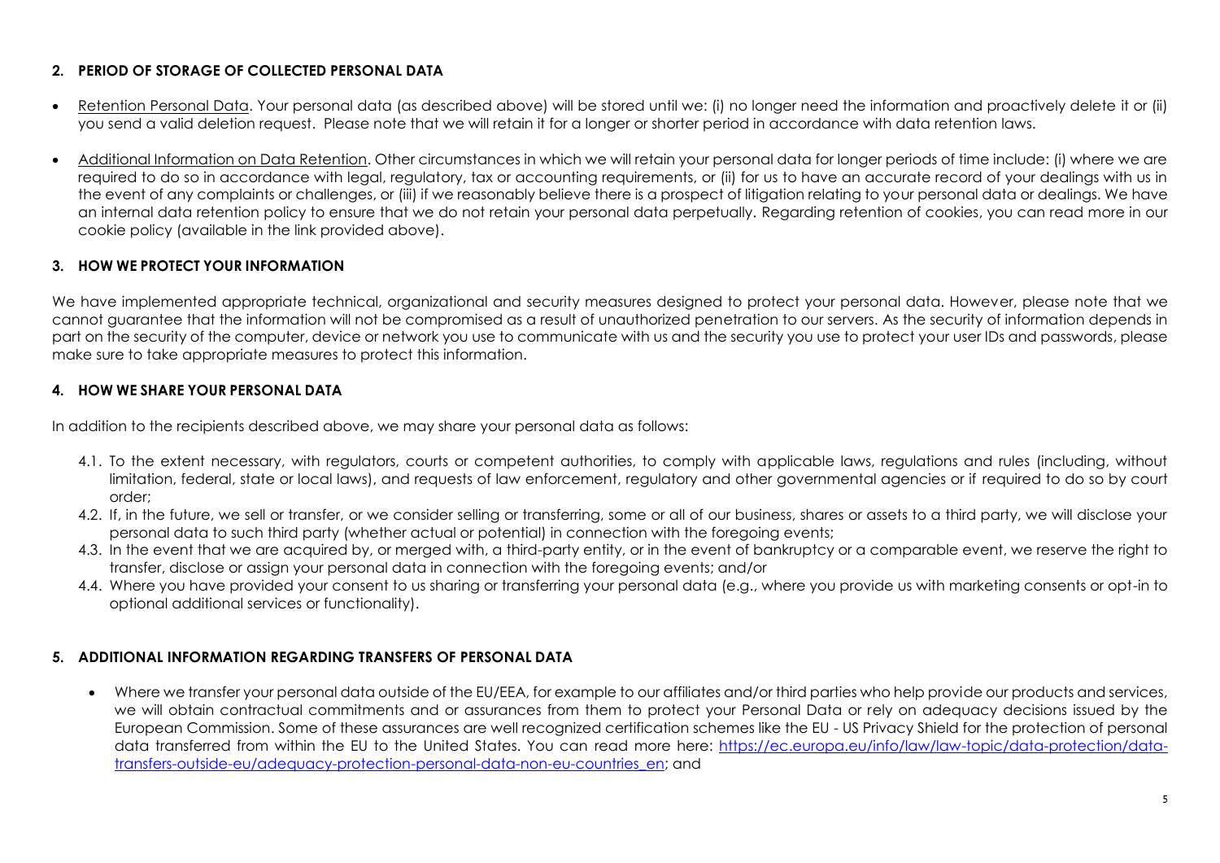## 2. PERIOD OF STORAGE OF COLLECTED PERSONAL DATA

- Retention Personal Data. Your personal data (as described above) will be stored until we: (i) no longer need the information and proactively delete it or (ii) you send a valid deletion request. Please note that we will retain it for a longer or shorter period in accordance with data retention laws.
- Additional Information on Data Retention. Other circumstances in which we will retain your personal data for longer periods of time include: (i) where we are required to do so in accordance with legal, regulatory, tax or accounting requirements, or (ii) for us to have an accurate record of your dealings with us in the event of any complaints or challenges, or (iii) if we reasonably believe there is a prospect of litigation relating to your personal data or dealings. We have an internal data retention policy to ensure that we do not retain your personal data perpetually. Regarding retention of cookies, you can read more in our cookie policy (available in the link provided above).

## 3. HOW WE PROTECT YOUR INFORMATION

We have implemented appropriate technical, organizational and security measures designed to protect your personal data. However, please note that we cannot guarantee that the information will not be compromised as a result of unauthorized penetration to our servers. As the security of information depends in part on the security of the computer, device or network you use to communicate with us and the security you use to protect your user IDs and passwords, please make sure to take appropriate measures to protect this information.

## 4. HOW WE SHARE YOUR PERSONAL DATA

In addition to the recipients described above, we may share your personal data as follows:

4.1. To the extent necessary, with regulators, courts or competent authorities, to comply with applicable laws, regulations and rules (including, without limitation, federal, state or local laws), and requests of law enforcement, regulatory and other governmental agencies or if required to do so by court order;

4.2. If, in the future, we sell or transfer, or we consider selling or transferring, some or all of our business, shares or assets to a third party, we will disclose your personal data to such third party (whether actual or potential) in connection with the foregoing events;

4.3. In the event that we are acquired by, or merged with, a third-party entity, or in the event of bankruptcy or a comparable event, we reserve the right to transfer, disclose or assign your personal data in connection with the foregoing events; and/or

4.4. Where you have provided your consent to us sharing or transferring your personal data (e.g., where you provide us with marketing consents or opt-in to optional additional services or functionality).

## 5. ADDITIONAL INFORMATION REGARDING TRANSFERS OF PERSONAL DATA

- Where we transfer your personal data outside of the EU/EEA, for example to our affiliates and/or third parties who help provide our products and services, we will obtain contractual commitments and or assurances from them to protect your Personal Data or rely on adequacy decisions issued by the European Commission. Some of these assurances are well recognized certification schemes like the EU - US Privacy Shield for the protection of personal data transferred from within the EU to the United States. You can read more here: https://ec.europa.eu/info/law/law-topic/data-protection/data-transfers-outside-eu/adequacy-protection-personal-data-non-eu-countries_en; and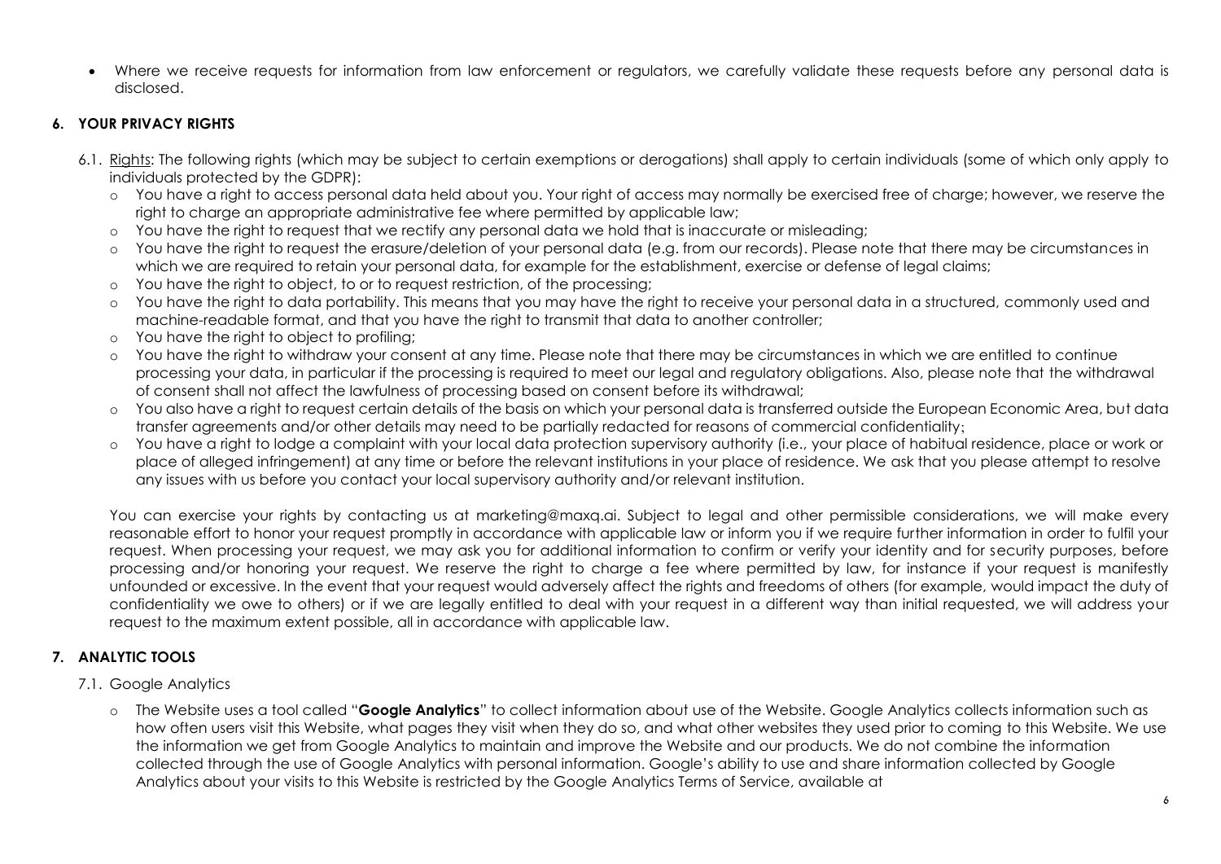- Where we receive requests for information from law enforcement or regulators, we carefully validate these requests before any personal data is disclosed.

## 6. YOUR PRIVACY RIGHTS

6.1. Rights: The following rights (which may be subject to certain exemptions or derogations) shall apply to certain individuals (some of which only apply to individuals protected by the GDPR):

- You have a right to access personal data held about you. Your right of access may normally be exercised free of charge; however, we reserve the right to charge an appropriate administrative fee where permitted by applicable law;
- You have the right to request that we rectify any personal data we hold that is inaccurate or misleading;
- You have the right to request the erasure/deletion of your personal data (e.g. from our records). Please note that there may be circumstances in which we are required to retain your personal data, for example for the establishment, exercise or defense of legal claims;
- You have the right to object, to or to request restriction, of the processing;
- You have the right to data portability. This means that you may have the right to receive your personal data in a structured, commonly used and machine-readable format, and that you have the right to transmit that data to another controller;
- You have the right to object to profiling;
- You have the right to withdraw your consent at any time. Please note that there may be circumstances in which we are entitled to continue processing your data, in particular if the processing is required to meet our legal and regulatory obligations. Also, please note that the withdrawal of consent shall not affect the lawfulness of processing based on consent before its withdrawal;
- You also have a right to request certain details of the basis on which your personal data is transferred outside the European Economic Area, but data transfer agreements and/or other details may need to be partially redacted for reasons of commercial confidentiality;
- You have a right to lodge a complaint with your local data protection supervisory authority (i.e., your place of habitual residence, place or work or place of alleged infringement) at any time or before the relevant institutions in your place of residence. We ask that you please attempt to resolve any issues with us before you contact your local supervisory authority and/or relevant institution.

You can exercise your rights by contacting us at marketing@maxq.ai. Subject to legal and other permissible considerations, we will make every reasonable effort to honor your request promptly in accordance with applicable law or inform you if we require further information in order to fulfil your request. When processing your request, we may ask you for additional information to confirm or verify your identity and for security purposes, before processing and/or honoring your request. We reserve the right to charge a fee where permitted by law, for instance if your request is manifestly unfounded or excessive. In the event that your request would adversely affect the rights and freedoms of others (for example, would impact the duty of confidentiality we owe to others) or if we are legally entitled to deal with your request in a different way than initial requested, we will address your request to the maximum extent possible, all in accordance with applicable law.

## 7. ANALYTIC TOOLS

7.1. Google Analytics

- The Website uses a tool called "**Google Analytics**" to collect information about use of the Website. Google Analytics collects information such as how often users visit this Website, what pages they visit when they do so, and what other websites they used prior to coming to this Website. We use the information we get from Google Analytics to maintain and improve the Website and our products. We do not combine the information collected through the use of Google Analytics with personal information. Google's ability to use and share information collected by Google Analytics about your visits to this Website is restricted by the Google Analytics Terms of Service, available at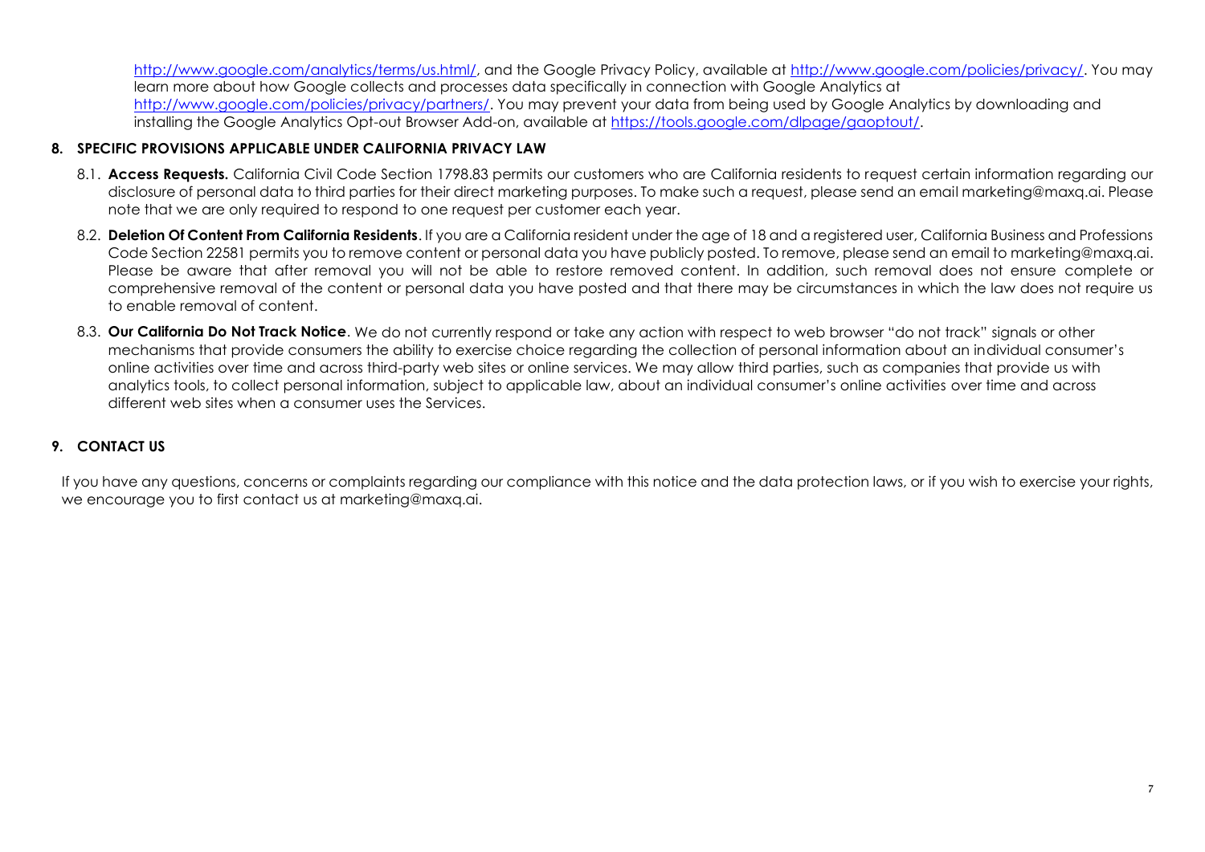http://www.google.com/analytics/terms/us.html/, and the Google Privacy Policy, available at http://www.google.com/policies/privacy/. You may learn more about how Google collects and processes data specifically in connection with Google Analytics at http://www.google.com/policies/privacy/partners/. You may prevent your data from being used by Google Analytics by downloading and installing the Google Analytics Opt-out Browser Add-on, available at https://tools.google.com/dlpage/gaoptout/.

## 8. SPECIFIC PROVISIONS APPLICABLE UNDER CALIFORNIA PRIVACY LAW

8.1. **Access Requests.** California Civil Code Section 1798.83 permits our customers who are California residents to request certain information regarding our disclosure of personal data to third parties for their direct marketing purposes. To make such a request, please send an email marketing@maxq.ai. Please note that we are only required to respond to one request per customer each year.

8.2. **Deletion Of Content From California Residents**. If you are a California resident under the age of 18 and a registered user, California Business and Professions Code Section 22581 permits you to remove content or personal data you have publicly posted. To remove, please send an email to marketing@maxq.ai. Please be aware that after removal you will not be able to restore removed content. In addition, such removal does not ensure complete or comprehensive removal of the content or personal data you have posted and that there may be circumstances in which the law does not require us to enable removal of content.

8.3. **Our California Do Not Track Notice**. We do not currently respond or take any action with respect to web browser "do not track" signals or other mechanisms that provide consumers the ability to exercise choice regarding the collection of personal information about an individual consumer's online activities over time and across third-party web sites or online services. We may allow third parties, such as companies that provide us with analytics tools, to collect personal information, subject to applicable law, about an individual consumer's online activities over time and across different web sites when a consumer uses the Services.

## 9. CONTACT US

If you have any questions, concerns or complaints regarding our compliance with this notice and the data protection laws, or if you wish to exercise your rights, we encourage you to first contact us at marketing@maxq.ai.